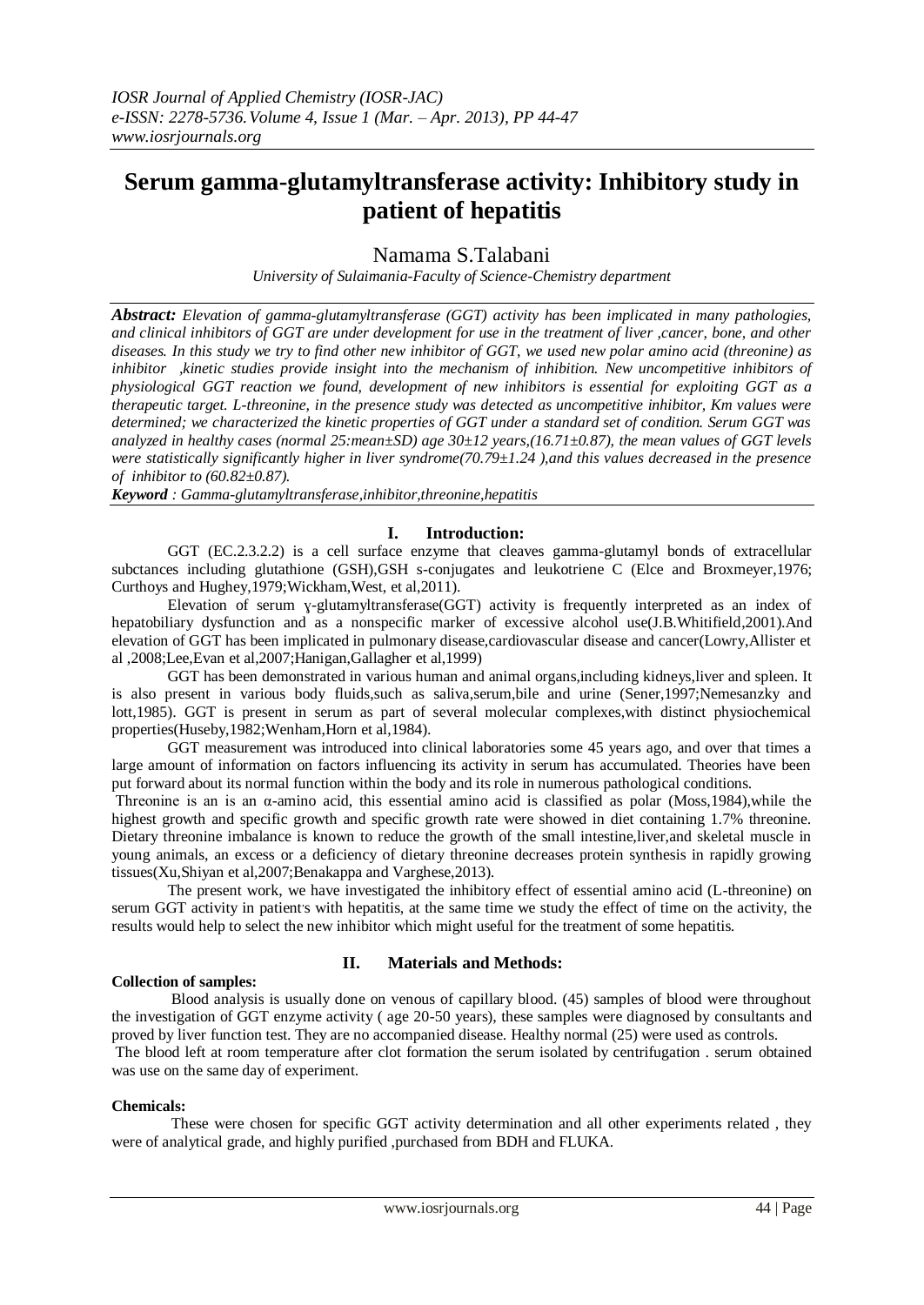# Serum gamma-glutamyltransferase activity: Inhibitory study in patient of hepatitis

Namama S.Talabani

*University of Sulaimania-Faculty of Science-Chemistry department*

***Abstract:*** *Elevation of gamma-glutamyltransferase (GGT) activity has been implicated in many pathologies, and clinical inhibitors of GGT are under development for use in the treatment of liver ,cancer, bone, and other diseases. In this study we try to find other new inhibitor of GGT, we used new polar amino acid (threonine) as inhibitor ,kinetic studies provide insight into the mechanism of inhibition. New uncompetitive inhibitors of physiological GGT reaction we found, development of new inhibitors is essential for exploiting GGT as a therapeutic target. L-threonine, in the presence study was detected as uncompetitive inhibitor, Km values were determined; we characterized the kinetic properties of GGT under a standard set of condition. Serum GGT was analyzed in healthy cases (normal 25:mean±SD) age 30±12 years,(16.71±0.87), the mean values of GGT levels were statistically significantly higher in liver syndrome(70.79±1.24 ),and this values decreased in the presence of inhibitor to (60.82±0.87).*

***Keyword*** *: Gamma-glutamyltransferase,inhibitor,threonine,hepatitis*

## I. Introduction:

GGT (EC.2.3.2.2) is a cell surface enzyme that cleaves gamma-glutamyl bonds of extracellular subctances including glutathione (GSH),GSH s-conjugates and leukotriene C (Elce and Broxmeyer,1976; Curthoys and Hughey,1979;Wickham,West, et al,2011).

Elevation of serum ɣ-glutamyltransferase(GGT) activity is frequently interpreted as an index of hepatobiliary dysfunction and as a nonspecific marker of excessive alcohol use(J.B.Whitifield,2001).And elevation of GGT has been implicated in pulmonary disease,cardiovascular disease and cancer(Lowry,Allister et al ,2008;Lee,Evan et al,2007;Hanigan,Gallagher et al,1999)

GGT has been demonstrated in various human and animal organs,including kidneys,liver and spleen. It is also present in various body fluids,such as saliva,serum,bile and urine (Sener,1997;Nemesanzky and lott,1985). GGT is present in serum as part of several molecular complexes,with distinct physiochemical properties(Huseby,1982;Wenham,Horn et al,1984).

GGT measurement was introduced into clinical laboratories some 45 years ago, and over that times a large amount of information on factors influencing its activity in serum has accumulated. Theories have been put forward about its normal function within the body and its role in numerous pathological conditions.

Threonine is an is an α-amino acid, this essential amino acid is classified as polar (Moss,1984),while the highest growth and specific growth and specific growth rate were showed in diet containing 1.7% threonine. Dietary threonine imbalance is known to reduce the growth of the small intestine,liver,and skeletal muscle in young animals, an excess or a deficiency of dietary threonine decreases protein synthesis in rapidly growing tissues(Xu,Shiyan et al,2007;Benakappa and Varghese,2013).

The present work, we have investigated the inhibitory effect of essential amino acid (L-threonine) on serum GGT activity in patient's with hepatitis, at the same time we study the effect of time on the activity, the results would help to select the new inhibitor which might useful for the treatment of some hepatitis.

## II. Materials and Methods:

**Collection of samples:**

Blood analysis is usually done on venous of capillary blood. (45) samples of blood were throughout the investigation of GGT enzyme activity ( age 20-50 years), these samples were diagnosed by consultants and proved by liver function test. They are no accompanied disease. Healthy normal (25) were used as controls.

The blood left at room temperature after clot formation the serum isolated by centrifugation . serum obtained was use on the same day of experiment.

**Chemicals:**

These were chosen for specific GGT activity determination and all other experiments related , they were of analytical grade, and highly purified ,purchased from BDH and FLUKA.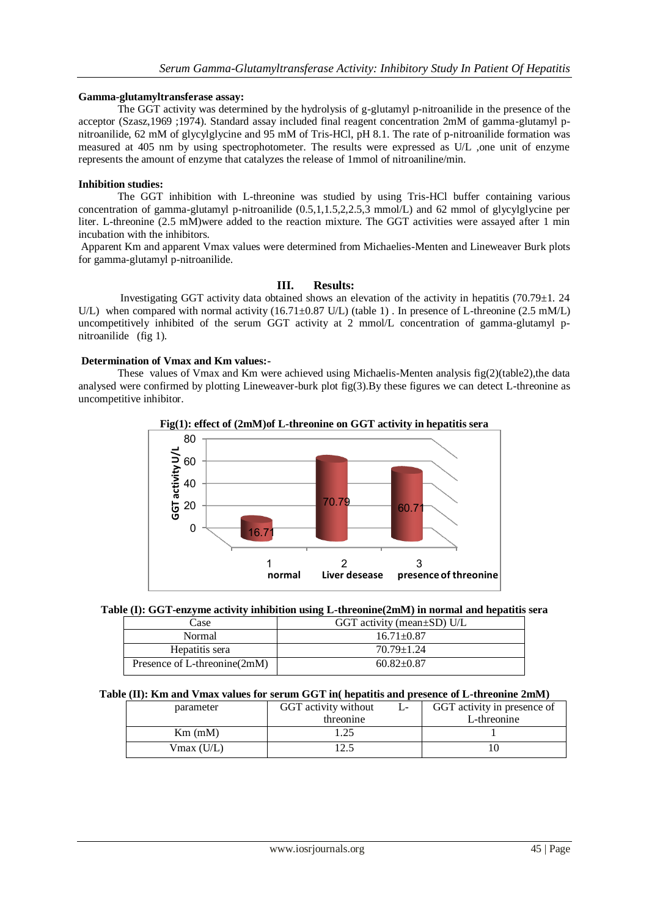**Gamma-glutamyltransferase assay:**

The GGT activity was determined by the hydrolysis of g-glutamyl p-nitroanilide in the presence of the acceptor (Szasz,1969 ;1974). Standard assay included final reagent concentration 2mM of gamma-glutamyl p-nitroanilide, 62 mM of glycylglycine and 95 mM of Tris-HCl, pH 8.1. The rate of p-nitroanilide formation was measured at 405 nm by using spectrophotometer. The results were expressed as U/L ,one unit of enzyme represents the amount of enzyme that catalyzes the release of 1mmol of nitroaniline/min.

**Inhibition studies:**

The GGT inhibition with L-threonine was studied by using Tris-HCl buffer containing various concentration of gamma-glutamyl p-nitroanilide (0.5,1,1.5,2,2.5,3 mmol/L) and 62 mmol of glycylglycine per liter. L-threonine (2.5 mM)were added to the reaction mixture. The GGT activities were assayed after 1 min incubation with the inhibitors.

Apparent Km and apparent Vmax values were determined from Michaelies-Menten and Lineweaver Burk plots for gamma-glutamyl p-nitroanilide.

## III. Results:

Investigating GGT activity data obtained shows an elevation of the activity in hepatitis (70.79±1. 24 U/L) when compared with normal activity (16.71±0.87 U/L) (table 1) . In presence of L-threonine (2.5 mM/L) uncompetitively inhibited of the serum GGT activity at 2 mmol/L concentration of gamma-glutamyl p-nitroanilide (fig 1).

**Determination of Vmax and Km values:-**

These values of Vmax and Km were achieved using Michaelis-Menten analysis fig(2)(table2),the data analysed were confirmed by plotting Lineweaver-burk plot fig(3).By these figures we can detect L-threonine as uncompetitive inhibitor.

**Fig(1): effect of (2mM)of L-threonine on GGT activity in hepatitis sera**

| | 1 normal | 2 Liver desease | 3 presence of threonine |
|---|---|---|---|
| GGT activity U/L | 16.71 | 70.79 | 60.71 |

**Table (I): GGT-enzyme activity inhibition using L-threonine(2mM) in normal and hepatitis sera**

| Case | GGT activity (mean±SD) U/L |
|---|---|
| Normal | 16.71±0.87 |
| Hepatitis sera | 70.79±1.24 |
| Presence of L-threonine(2mM) | 60.82±0.87 |

**Table (II): Km and Vmax values for serum GGT in( hepatitis and presence of L-threonine 2mM)**

| parameter | GGT activity without L-threonine | GGT activity in presence of L-threonine |
|---|---|---|
| Km (mM) | 1.25 | 1 |
| Vmax (U/L) | 12.5 | 10 |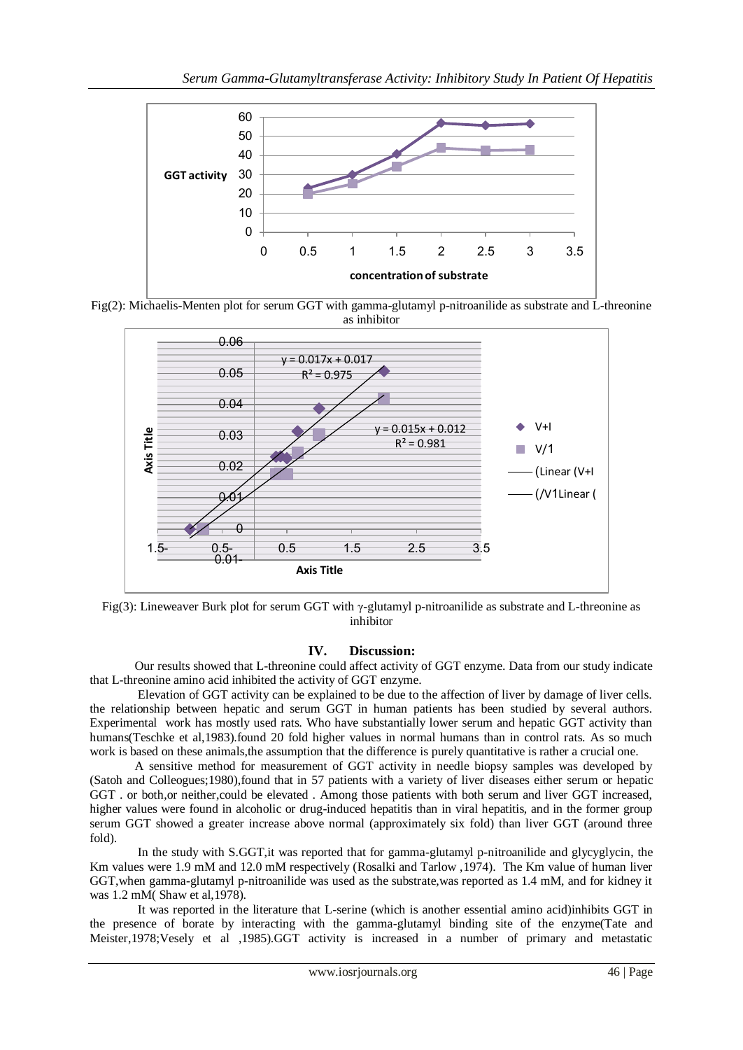Fig(2): Michaelis-Menten plot for serum GGT with gamma-glutamyl p-nitroanilide as substrate and L-threonine as inhibitor

Fig(3): Lineweaver Burk plot for serum GGT with γ-glutamyl p-nitroanilide as substrate and L-threonine as inhibitor

## IV. Discussion:

Our results showed that L-threonine could affect activity of GGT enzyme. Data from our study indicate that L-threonine amino acid inhibited the activity of GGT enzyme.

Elevation of GGT activity can be explained to be due to the affection of liver by damage of liver cells. the relationship between hepatic and serum GGT in human patients has been studied by several authors. Experimental work has mostly used rats. Who have substantially lower serum and hepatic GGT activity than humans(Teschke et al,1983).found 20 fold higher values in normal humans than in control rats. As so much work is based on these animals,the assumption that the difference is purely quantitative is rather a crucial one.

A sensitive method for measurement of GGT activity in needle biopsy samples was developed by (Satoh and Colleogues;1980),found that in 57 patients with a variety of liver diseases either serum or hepatic GGT . or both,or neither,could be elevated . Among those patients with both serum and liver GGT increased, higher values were found in alcoholic or drug-induced hepatitis than in viral hepatitis, and in the former group serum GGT showed a greater increase above normal (approximately six fold) than liver GGT (around three fold).

In the study with S.GGT,it was reported that for gamma-glutamyl p-nitroanilide and glycyglycin, the Km values were 1.9 mM and 12.0 mM respectively (Rosalki and Tarlow ,1974). The Km value of human liver GGT,when gamma-glutamyl p-nitroanilide was used as the substrate,was reported as 1.4 mM, and for kidney it was 1.2 mM( Shaw et al,1978).

It was reported in the literature that L-serine (which is another essential amino acid)inhibits GGT in the presence of borate by interacting with the gamma-glutamyl binding site of the enzyme(Tate and Meister,1978;Vesely et al ,1985).GGT activity is increased in a number of primary and metastatic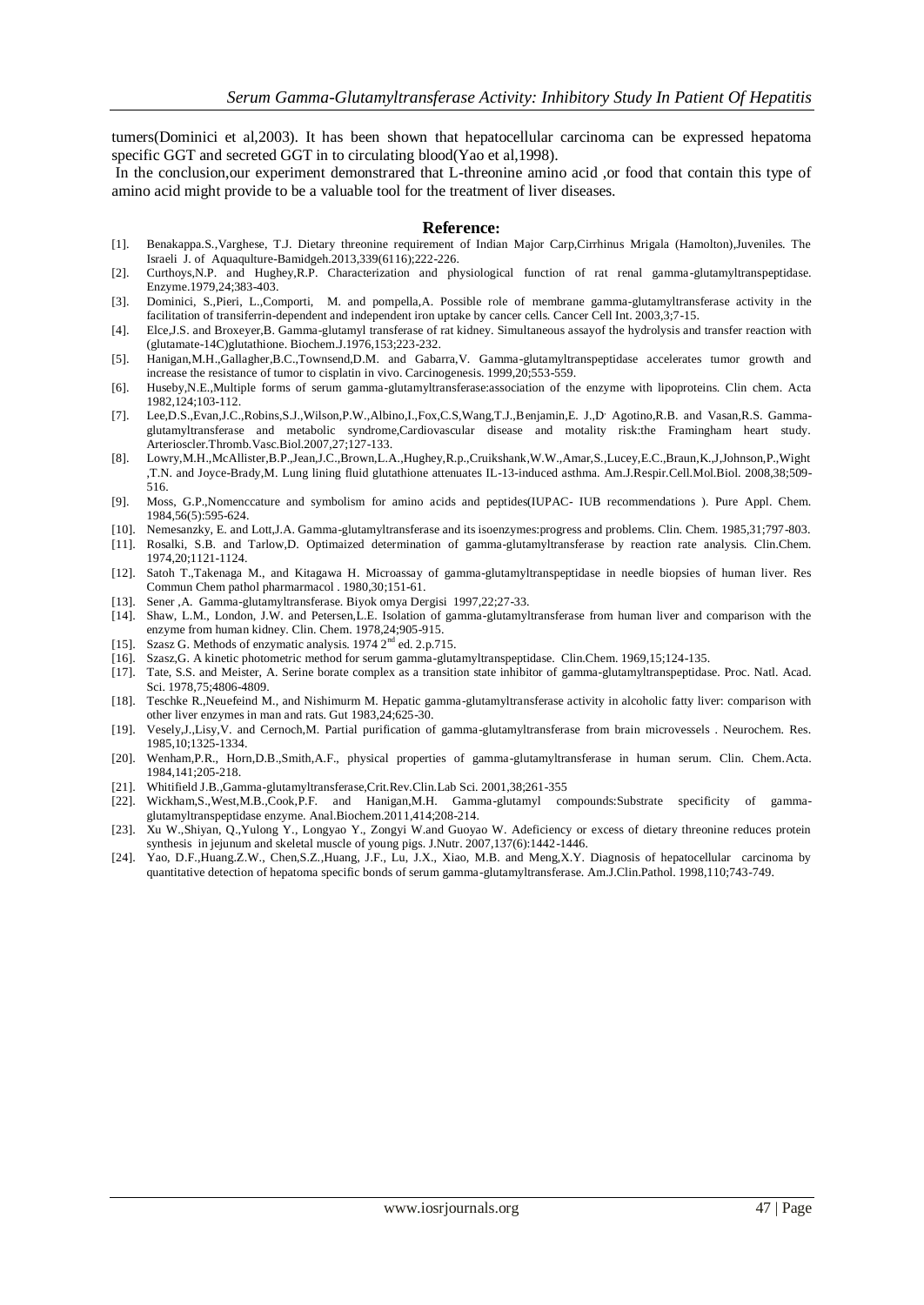tumers(Dominici et al,2003). It has been shown that hepatocellular carcinoma can be expressed hepatoma specific GGT and secreted GGT in to circulating blood(Yao et al,1998).

In the conclusion,our experiment demonstrared that L-threonine amino acid ,or food that contain this type of amino acid might provide to be a valuable tool for the treatment of liver diseases.

## Reference:

[1]. Benakappa.S.,Varghese, T.J. Dietary threonine requirement of Indian Major Carp,Cirrhinus Mrigala (Hamolton),Juveniles. The Israeli J. of Aquaqulture-Bamidgeh.2013,339(6116);222-226.

[2]. Curthoys,N.P. and Hughey,R.P. Characterization and physiological function of rat renal gamma-glutamyltranspeptidase. Enzyme.1979,24;383-403.

[3]. Dominici, S.,Pieri, L.,Comporti, M. and pompella,A. Possible role of membrane gamma-glutamyltransferase activity in the facilitation of transiferrin-dependent and independent iron uptake by cancer cells. Cancer Cell Int. 2003,3;7-15.

[4]. Elce,J.S. and Broxeyer,B. Gamma-glutamyl transferase of rat kidney. Simultaneous assayof the hydrolysis and transfer reaction with (glutamate-14C)glutathione. Biochem.J.1976,153;223-232.

[5]. Hanigan,M.H.,Gallagher,B.C.,Townsend,D.M. and Gabarra,V. Gamma-glutamyltranspeptidase accelerates tumor growth and increase the resistance of tumor to cisplatin in vivo. Carcinogenesis. 1999,20;553-559.

[6]. Huseby,N.E.,Multiple forms of serum gamma-glutamyltransferase:association of the enzyme with lipoproteins. Clin chem. Acta 1982,124;103-112.

[7]. Lee,D.S.,Evan,J.C.,Robins,S.J.,Wilson,P.W.,Albino,I.,Fox,C.S,Wang,T.J.,Benjamin,E. J.,D' Agotino,R.B. and Vasan,R.S. Gamma-glutamyltransferase and metabolic syndrome,Cardiovascular disease and motality risk:the Framingham heart study. Arterioscler.Thromb.Vasc.Biol.2007,27;127-133.

[8]. Lowry,M.H.,McAllister,B.P.,Jean,J.C.,Brown,L.A.,Hughey,R.p.,Cruikshank,W.W.,Amar,S.,Lucey,E.C.,Braun,K.,J,Johnson,P.,Wight ,T.N. and Joyce-Brady,M. Lung lining fluid glutathione attenuates IL-13-induced asthma. Am.J.Respir.Cell.Mol.Biol. 2008,38;509-516.

[9]. Moss, G.P.,Nomenccature and symbolism for amino acids and peptides(IUPAC- IUB recommendations ). Pure Appl. Chem. 1984,56(5):595-624.

[10]. Nemesanzky, E. and Lott,J.A. Gamma-glutamyltransferase and its isoenzymes:progress and problems. Clin. Chem. 1985,31;797-803.

[11]. Rosalki, S.B. and Tarlow,D. Optimaized determination of gamma-glutamyltransferase by reaction rate analysis. Clin.Chem. 1974,20;1121-1124.

[12]. Satoh T.,Takenaga M., and Kitagawa H. Microassay of gamma-glutamyltranspeptidase in needle biopsies of human liver. Res Commun Chem pathol pharmarmacol . 1980,30;151-61.

[13]. Sener ,A. Gamma-glutamyltransferase. Biyok omya Dergisi 1997,22;27-33.

[14]. Shaw, L.M., London, J.W. and Petersen,L.E. Isolation of gamma-glutamyltransferase from human liver and comparison with the enzyme from human kidney. Clin. Chem. 1978,24;905-915.

[15]. Szasz G. Methods of enzymatic analysis. 1974 2nd ed. 2.p.715.

[16]. Szasz,G. A kinetic photometric method for serum gamma-glutamyltranspeptidase. Clin.Chem. 1969,15;124-135.

[17]. Tate, S.S. and Meister, A. Serine borate complex as a transition state inhibitor of gamma-glutamyltranspeptidase. Proc. Natl. Acad. Sci. 1978,75;4806-4809.

[18]. Teschke R.,Neuefeind M., and Nishimurm M. Hepatic gamma-glutamyltransferase activity in alcoholic fatty liver: comparison with other liver enzymes in man and rats. Gut 1983,24;625-30.

[19]. Vesely,J.,Lisy,V. and Cernoch,M. Partial purification of gamma-glutamyltransferase from brain microvessels . Neurochem. Res. 1985,10;1325-1334.

[20]. Wenham,P.R., Horn,D.B.,Smith,A.F., physical properties of gamma-glutamyltransferase in human serum. Clin. Chem.Acta. 1984,141;205-218.

[21]. Whitifield J.B.,Gamma-glutamyltransferase,Crit.Rev.Clin.Lab Sci. 2001,38;261-355

[22]. Wickham,S.,West,M.B.,Cook,P.F. and Hanigan,M.H. Gamma-glutamyl compounds:Substrate specificity of gamma-glutamyltranspeptidase enzyme. Anal.Biochem.2011,414;208-214.

[23]. Xu W.,Shiyan, Q.,Yulong Y., Longyao Y., Zongyi W.and Guoyao W. Adeficiency or excess of dietary threonine reduces protein synthesis in jejunum and skeletal muscle of young pigs. J.Nutr. 2007,137(6):1442-1446.

[24]. Yao, D.F.,Huang.Z.W., Chen,S.Z.,Huang, J.F., Lu, J.X., Xiao, M.B. and Meng,X.Y. Diagnosis of hepatocellular carcinoma by quantitative detection of hepatoma specific bonds of serum gamma-glutamyltransferase. Am.J.Clin.Pathol. 1998,110;743-749.